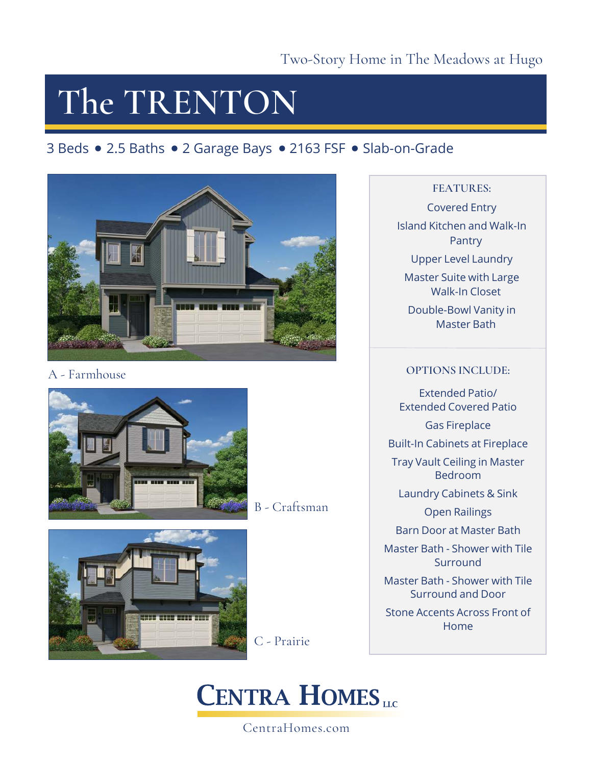Two-Story Home in The Meadows at Hugo

# The TRENTON

3 Beds • 2.5 Baths • 2 Garage Bays • 2163 FSF • Slab-on-Grade

A - Farmhouse

B - Craftsman

C - Prairie

**FEATURES:**

- Covered Entry
- Island Kitchen and Walk-In Pantry
- Upper Level Laundry
- Master Suite with Large Walk-In Closet
- Double-Bowl Vanity in Master Bath

**OPTIONS INCLUDE:**

- Extended Patio/ Extended Covered Patio
- Gas Fireplace
- Built-In Cabinets at Fireplace
- Tray Vault Ceiling in Master Bedroom
- Laundry Cabinets & Sink
- Open Railings
- Barn Door at Master Bath
- Master Bath - Shower with Tile Surround
- Master Bath - Shower with Tile Surround and Door
- Stone Accents Across Front of Home

**CENTRA HOMES** LLC

CentraHomes.com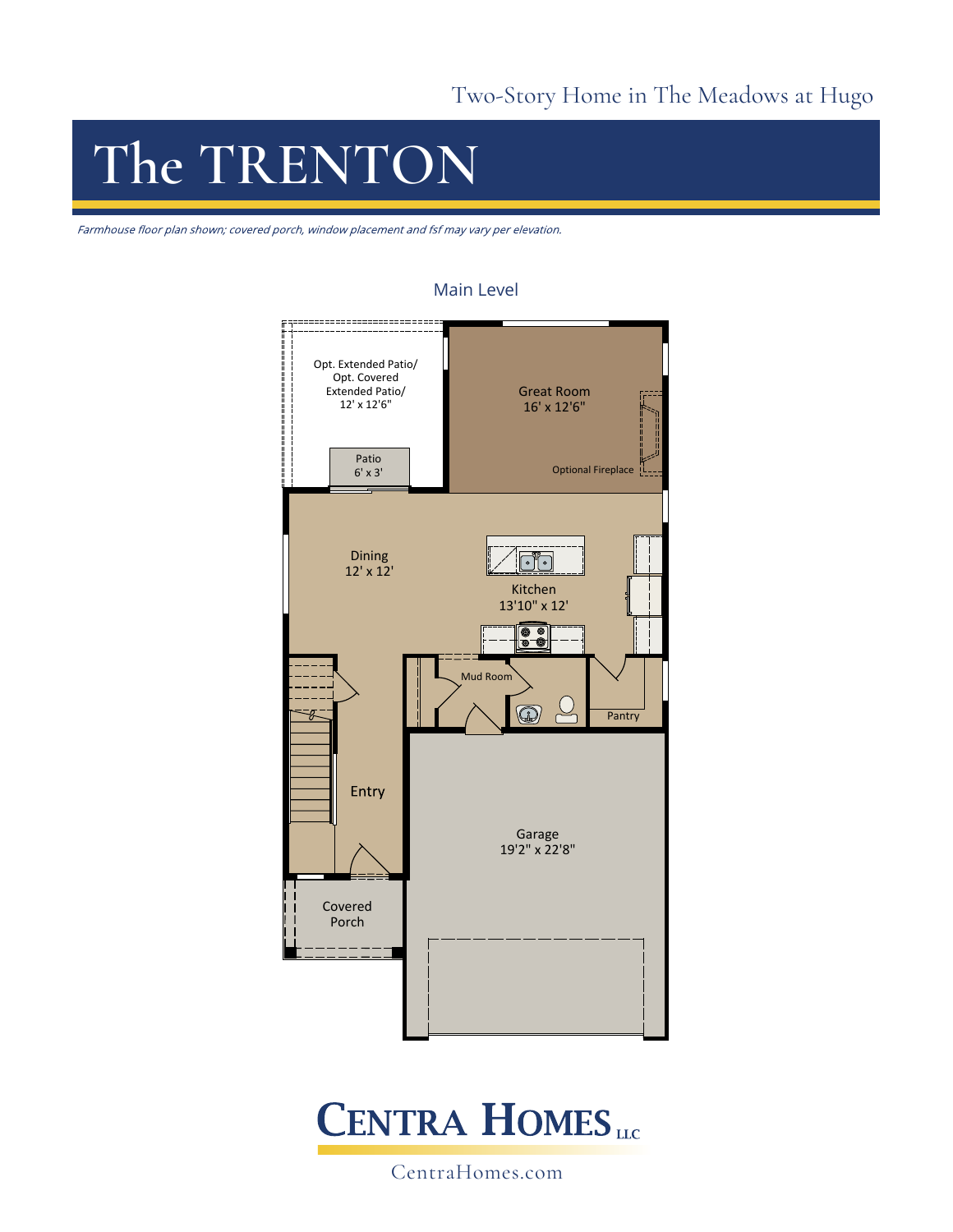Two-Story Home in The Meadows at Hugo

# The TRENTON

*Farmhouse floor plan shown; covered porch, window placement and fsf may vary per elevation.*

## Main Level

Opt. Extended Patio/ Opt. Covered Extended Patio/ 12' x 12'6"

Patio 6' x 3'

Great Room 16' x 12'6"

Optional Fireplace

Dining 12' x 12'

Kitchen 13'10" x 12'

Mud Room

Pantry

Entry

Garage 19'2" x 22'8"

Covered Porch

CENTRA HOMES LLC

CentraHomes.com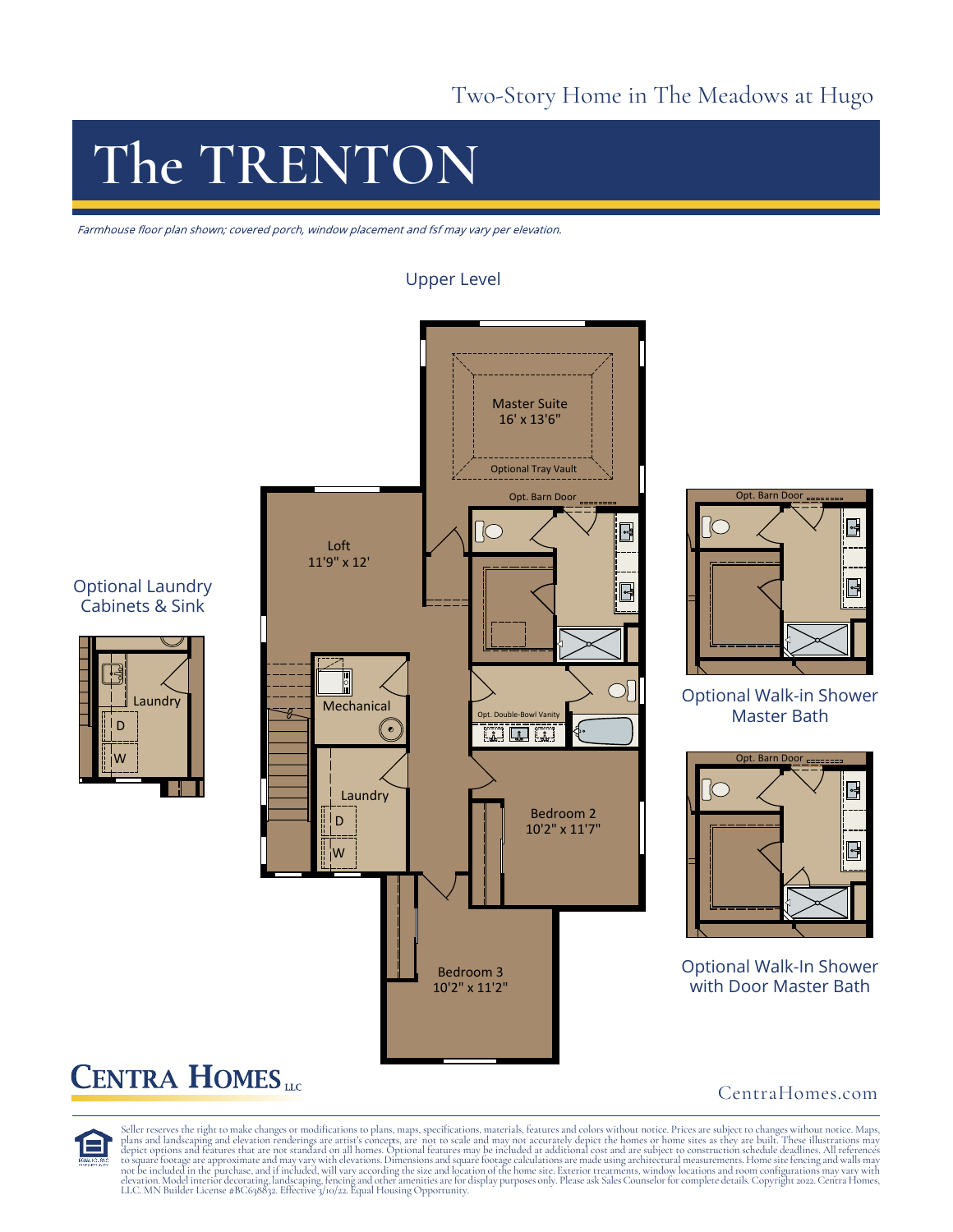Two-Story Home in The Meadows at Hugo

# The TRENTON

*Farmhouse floor plan shown; covered porch, window placement and fsf may vary per elevation.*

## Upper Level

Master Suite
16' x 13'6"
Optional Tray Vault
Opt. Barn Door

Loft
11'9" x 12'

Mechanical

Laundry
D
W

Opt. Double-Bowl Vanity

Bedroom 2
10'2" x 11'7"

Bedroom 3
10'2" x 11'2"

Optional Laundry Cabinets & Sink

Laundry
D
W

Opt. Barn Door

Optional Walk-in Shower Master Bath

Opt. Barn Door

Optional Walk-In Shower with Door Master Bath

**CENTRA HOMES** LLC

CentraHomes.com

Seller reserves the right to make changes or modifications to plans, maps, specifications, materials, features and colors without notice. Prices are subject to changes without notice. Maps, plans and landscaping and elevation renderings are artist's concepts, are not to scale and may not accurately depict the homes or home sites as they are built. These illustrations may depict options and features that are not standard on all homes. Optional features may be included at additional cost and are subject to construction schedule deadlines. All references to square footage are approximate and may vary with elevations. Dimensions and square footage calculations are made using architectural measurements. Home site fencing and walls may not be included in the purchase, and if included, will vary according the size and location of the home site. Exterior treatments, window locations and room configurations may vary with elevation. Model interior decorating, landscaping, fencing and other amenities are for display purposes only. Please ask Sales Counselor for complete details. Copyright 2022. Centra Homes, LLC. MN Builder License #BC638832. Effective 3/10/22. Equal Housing Opportunity.